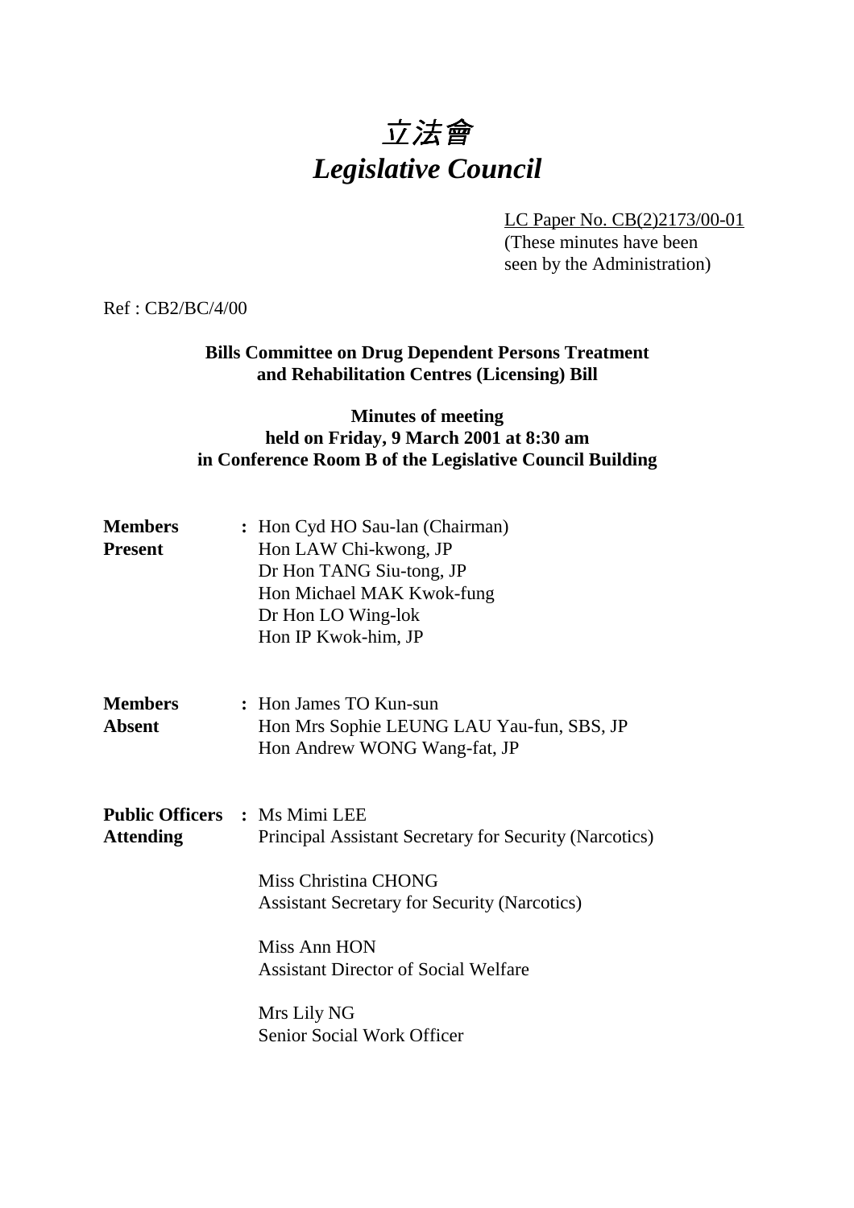# *立法會*
# *Legislative Council*

LC Paper No. CB(2)2173/00-01
(These minutes have been seen by the Administration)

Ref : CB2/BC/4/00

**Bills Committee on Drug Dependent Persons Treatment and Rehabilitation Centres (Licensing) Bill**

**Minutes of meeting held on Friday, 9 March 2001 at 8:30 am in Conference Room B of the Legislative Council Building**

**Members Present** : Hon Cyd HO Sau-lan (Chairman)
Hon LAW Chi-kwong, JP
Dr Hon TANG Siu-tong, JP
Hon Michael MAK Kwok-fung
Dr Hon LO Wing-lok
Hon IP Kwok-him, JP

**Members Absent** : Hon James TO Kun-sun
Hon Mrs Sophie LEUNG LAU Yau-fun, SBS, JP
Hon Andrew WONG Wang-fat, JP

**Public Officers Attending** : Ms Mimi LEE
Principal Assistant Secretary for Security (Narcotics)

Miss Christina CHONG
Assistant Secretary for Security (Narcotics)

Miss Ann HON
Assistant Director of Social Welfare

Mrs Lily NG
Senior Social Work Officer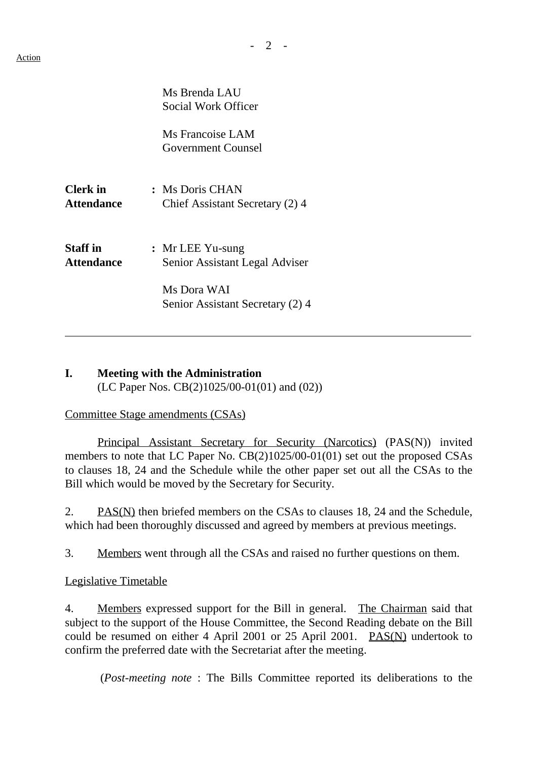Action

Ms Brenda LAU
Social Work Officer

Ms Francoise LAM
Government Counsel

| | |
|---|---|
| **Clerk in Attendance** | **:** Ms Doris CHAN<br>Chief Assistant Secretary (2) 4 |
| **Staff in Attendance** | **:** Mr LEE Yu-sung<br>Senior Assistant Legal Adviser<br><br>Ms Dora WAI<br>Senior Assistant Secretary (2) 4 |

---

## I. Meeting with the Administration

(LC Paper Nos. CB(2)1025/00-01(01) and (02))

Committee Stage amendments (CSAs)

Principal Assistant Secretary for Security (Narcotics) (PAS(N)) invited members to note that LC Paper No. CB(2)1025/00-01(01) set out the proposed CSAs to clauses 18, 24 and the Schedule while the other paper set out all the CSAs to the Bill which would be moved by the Secretary for Security.

2. PAS(N) then briefed members on the CSAs to clauses 18, 24 and the Schedule, which had been thoroughly discussed and agreed by members at previous meetings.

3. Members went through all the CSAs and raised no further questions on them.

Legislative Timetable

4. Members expressed support for the Bill in general. The Chairman said that subject to the support of the House Committee, the Second Reading debate on the Bill could be resumed on either 4 April 2001 or 25 April 2001. PAS(N) undertook to confirm the preferred date with the Secretariat after the meeting.

(*Post-meeting note* : The Bills Committee reported its deliberations to the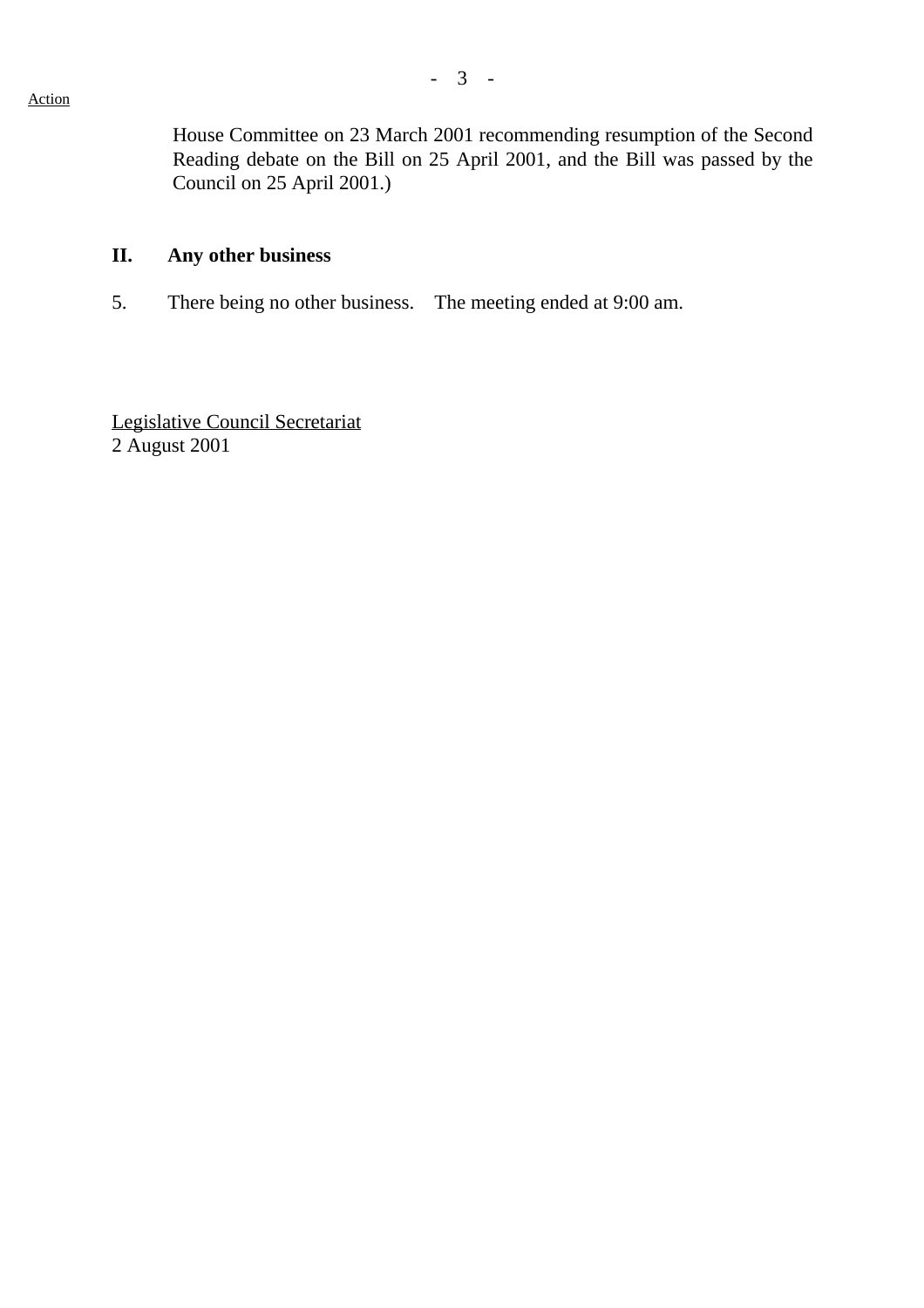Action

House Committee on 23 March 2001 recommending resumption of the Second Reading debate on the Bill on 25 April 2001, and the Bill was passed by the Council on 25 April 2001.)

## II. Any other business

5. There being no other business. The meeting ended at 9:00 am.

<u>Legislative Council Secretariat</u>
2 August 2001